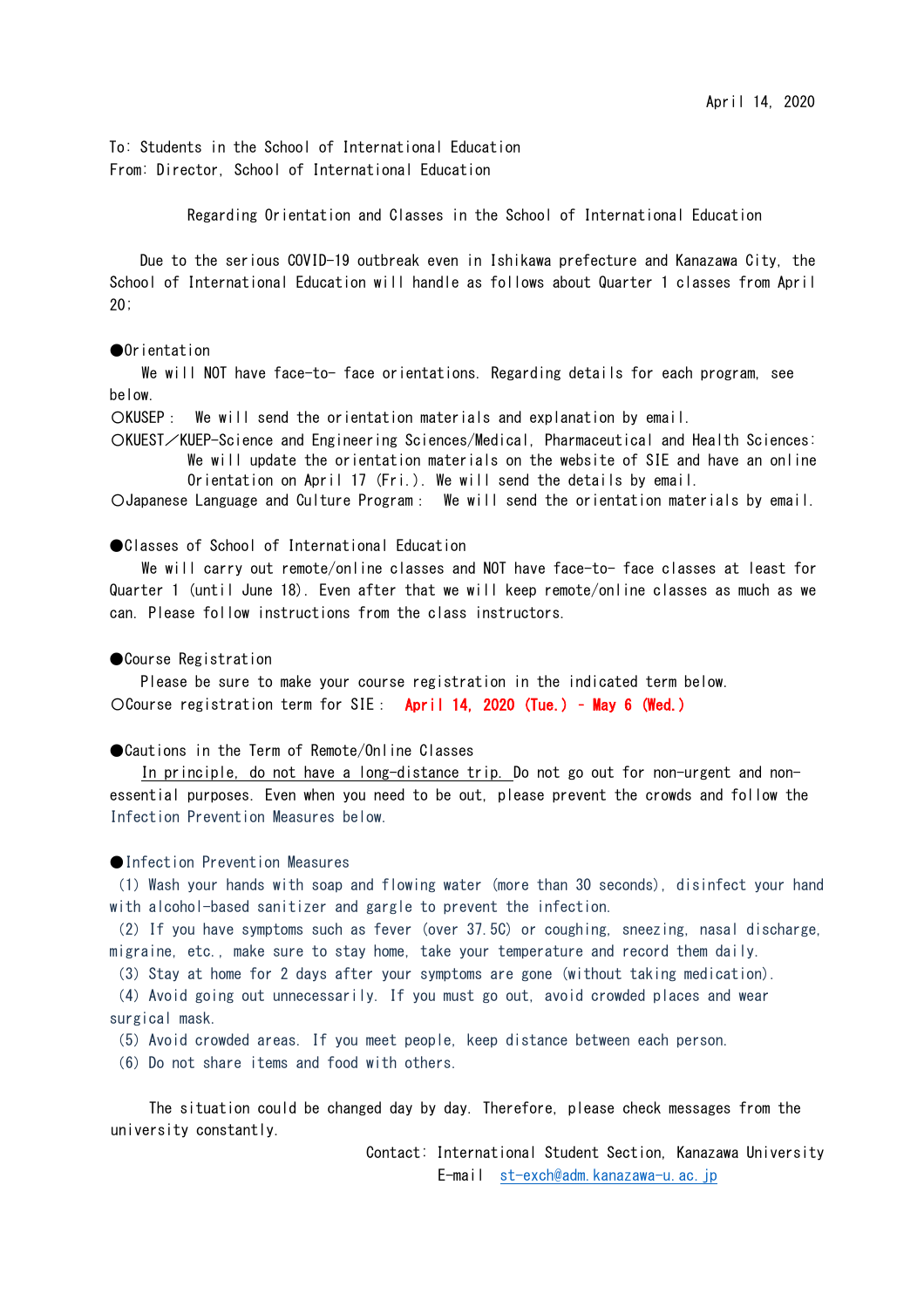April 14, 2020

To: Students in the School of International Education
From: Director, School of International Education

## Regarding Orientation and Classes in the School of International Education

Due to the serious COVID-19 outbreak even in Ishikawa prefecture and Kanazawa City, the School of International Education will handle as follows about Quarter 1 classes from April 20;

### ●Orientation

We will NOT have face-to- face orientations. Regarding details for each program, see below.

○KUSEP： We will send the orientation materials and explanation by email.

○KUEST／KUEP-Science and Engineering Sciences/Medical, Pharmaceutical and Health Sciences: We will update the orientation materials on the website of SIE and have an online Orientation on April 17 (Fri.). We will send the details by email.

○Japanese Language and Culture Program： We will send the orientation materials by email.

### ●Classes of School of International Education

We will carry out remote/online classes and NOT have face-to- face classes at least for Quarter 1 (until June 18). Even after that we will keep remote/online classes as much as we can. Please follow instructions from the class instructors.

### ●Course Registration

Please be sure to make your course registration in the indicated term below.

○Course registration term for SIE： **April 14, 2020 (Tue.) - May 6 (Wed.)**

### ●Cautions in the Term of Remote/Online Classes

In principle, do not have a long-distance trip. Do not go out for non-urgent and non-essential purposes. Even when you need to be out, please prevent the crowds and follow the Infection Prevention Measures below.

### ●Infection Prevention Measures

(1) Wash your hands with soap and flowing water (more than 30 seconds), disinfect your hand with alcohol-based sanitizer and gargle to prevent the infection.
(2) If you have symptoms such as fever (over 37.5C) or coughing, sneezing, nasal discharge, migraine, etc., make sure to stay home, take your temperature and record them daily.
(3) Stay at home for 2 days after your symptoms are gone (without taking medication).
(4) Avoid going out unnecessarily. If you must go out, avoid crowded places and wear surgical mask.
(5) Avoid crowded areas. If you meet people, keep distance between each person.
(6) Do not share items and food with others.

The situation could be changed day by day. Therefore, please check messages from the university constantly.

Contact: International Student Section, Kanazawa University
E-mail st-exch@adm.kanazawa-u.ac.jp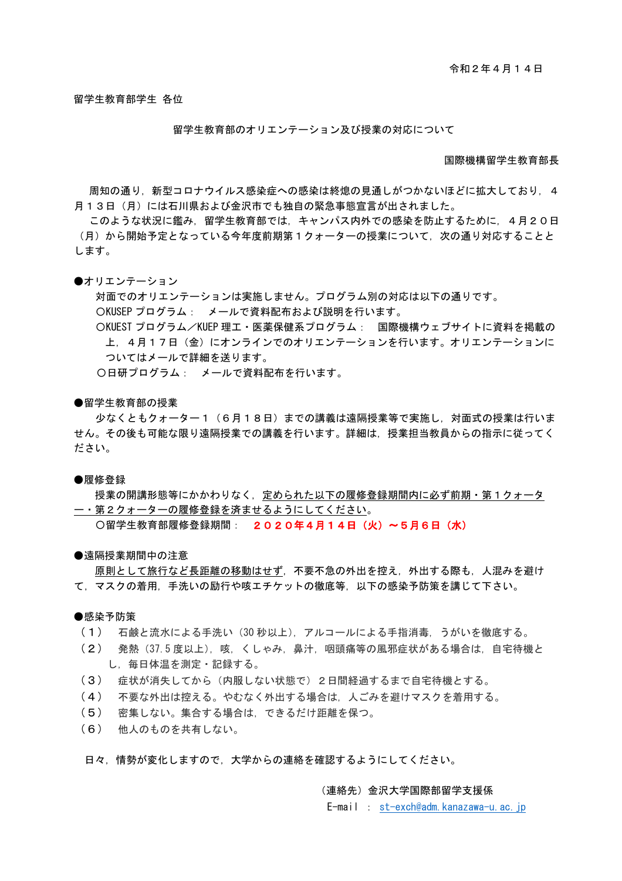令和２年４月１４日

留学生教育部学生 各位

留学生教育部のオリエンテーション及び授業の対応について

国際機構留学生教育部長

周知の通り，新型コロナウイルス感染症への感染は終熄の見通しがつかないほどに拡大しており，４月１３日（月）には石川県および金沢市でも独自の緊急事態宣言が出されました。

このような状況に鑑み，留学生教育部では，キャンパス内外での感染を防止するために，４月２０日（月）から開始予定となっている今年度前期第１クォーターの授業について，次の通り対応することとします。

●オリエンテーション

対面でのオリエンテーションは実施しません。プログラム別の対応は以下の通りです。

〇KUSEP プログラム： メールで資料配布および説明を行います。

〇KUEST プログラム／KUEP 理工・医薬保健系プログラム： 国際機構ウェブサイトに資料を掲載の上，４月１７日（金）にオンラインでのオリエンテーションを行います。オリエンテーションについてはメールで詳細を送ります。

〇日研プログラム： メールで資料配布を行います。

●留学生教育部の授業

少なくともクォーター１（６月１８日）までの講義は遠隔授業等で実施し，対面式の授業は行いません。その後も可能な限り遠隔授業での講義を行います。詳細は，授業担当教員からの指示に従ってください。

●履修登録

授業の開講形態等にかかわりなく，定められた以下の履修登録期間内に必ず前期・第１クォーター・第２クォーターの履修登録を済ませるようにしてください。

〇留学生教育部履修登録期間： **２０２０年４月１４日（火）～５月６日（水）**

●遠隔授業期間中の注意

原則として旅行など長距離の移動はせず，不要不急の外出を控え，外出する際も，人混みを避けて，マスクの着用，手洗いの励行や咳エチケットの徹底等，以下の感染予防策を講じて下さい。

●感染予防策

（１） 石鹸と流水による手洗い（30 秒以上），アルコールによる手指消毒，うがいを徹底する。

（２） 発熱（37.5 度以上），咳，くしゃみ，鼻汁，咽頭痛等の風邪症状がある場合は，自宅待機とし，毎日体温を測定・記録する。

（３） 症状が消失してから（内服しない状態で）２日間経過するまで自宅待機とする。

（４） 不要な外出は控える。やむなく外出する場合は，人ごみを避けマスクを着用する。

（５） 密集しない。集合する場合は，できるだけ距離を保つ。

（６） 他人のものを共有しない。

日々，情勢が変化しますので，大学からの連絡を確認するようにしてください。

（連絡先）金沢大学国際部留学支援係

E-mail ： st-exch@adm.kanazawa-u.ac.jp